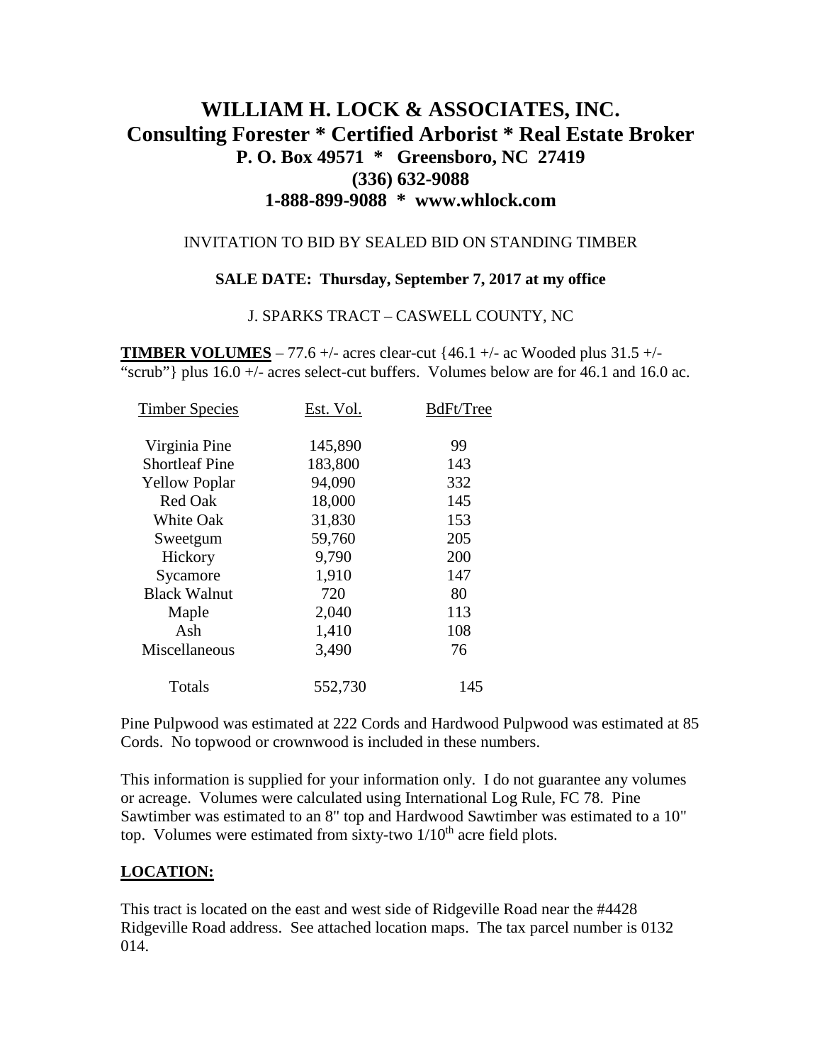# WILLIAM H. LOCK & ASSOCIATES, INC.
## Consulting Forester * Certified Arborist * Real Estate Broker
### P. O. Box 49571 * Greensboro, NC 27419
### (336) 632-9088
### 1-888-899-9088 * www.whlock.com

INVITATION TO BID BY SEALED BID ON STANDING TIMBER

**SALE DATE: Thursday, September 7, 2017 at my office**

J. SPARKS TRACT – CASWELL COUNTY, NC

**TIMBER VOLUMES** – 77.6 +/- acres clear-cut {46.1 +/- ac Wooded plus 31.5 +/- "scrub"} plus 16.0 +/- acres select-cut buffers. Volumes below are for 46.1 and 16.0 ac.

| Timber Species | Est. Vol. | BdFt/Tree |
|---|---|---|
| Virginia Pine | 145,890 | 99 |
| Shortleaf Pine | 183,800 | 143 |
| Yellow Poplar | 94,090 | 332 |
| Red Oak | 18,000 | 145 |
| White Oak | 31,830 | 153 |
| Sweetgum | 59,760 | 205 |
| Hickory | 9,790 | 200 |
| Sycamore | 1,910 | 147 |
| Black Walnut | 720 | 80 |
| Maple | 2,040 | 113 |
| Ash | 1,410 | 108 |
| Miscellaneous | 3,490 | 76 |
| Totals | 552,730 | 145 |

Pine Pulpwood was estimated at 222 Cords and Hardwood Pulpwood was estimated at 85 Cords. No topwood or crownwood is included in these numbers.

This information is supplied for your information only. I do not guarantee any volumes or acreage. Volumes were calculated using International Log Rule, FC 78. Pine Sawtimber was estimated to an 8" top and Hardwood Sawtimber was estimated to a 10" top. Volumes were estimated from sixty-two $1/10^{th}$ acre field plots.

## LOCATION:

This tract is located on the east and west side of Ridgeville Road near the #4428 Ridgeville Road address. See attached location maps. The tax parcel number is 0132 014.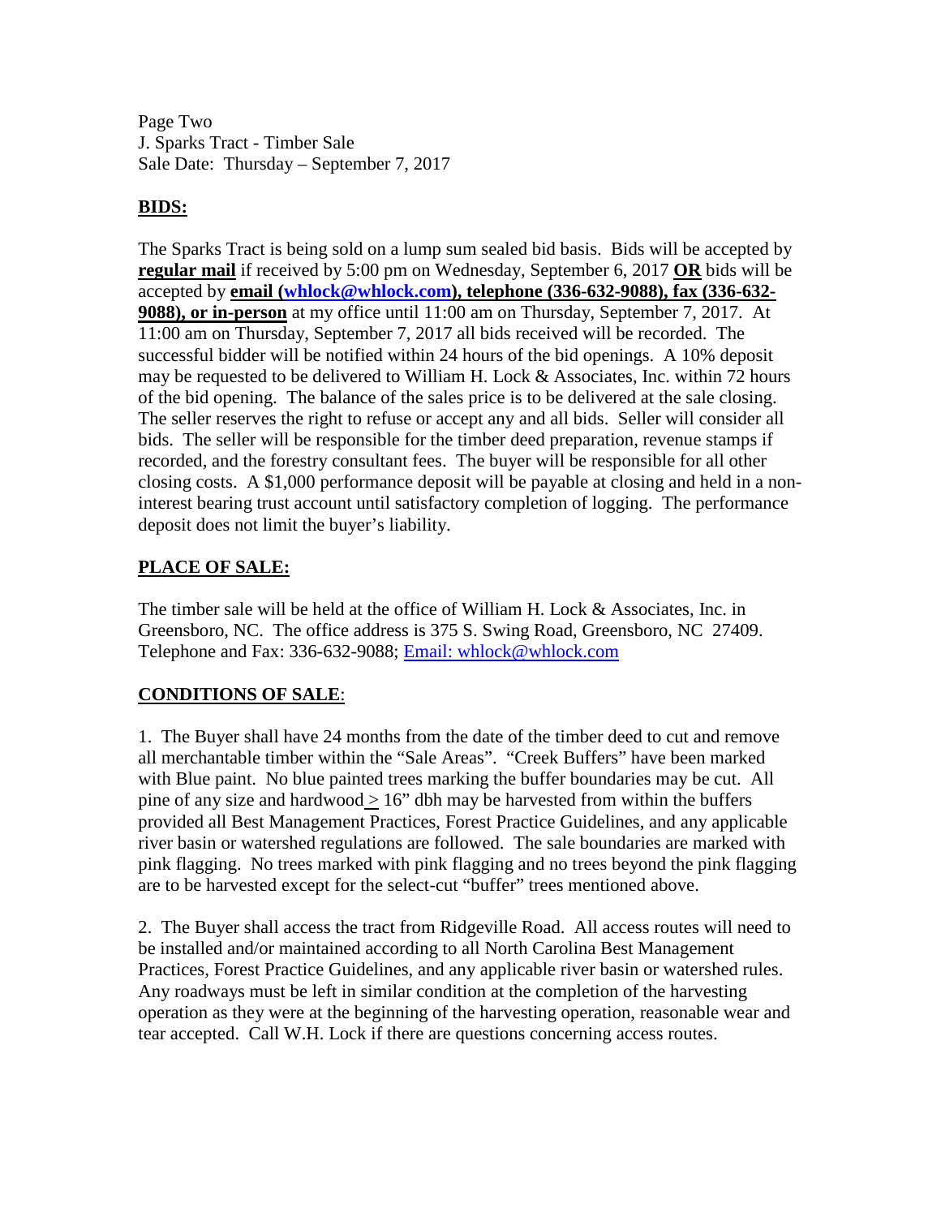Page Two
J. Sparks Tract - Timber Sale
Sale Date: Thursday – September 7, 2017

## BIDS:

The Sparks Tract is being sold on a lump sum sealed bid basis. Bids will be accepted by **regular mail** if received by 5:00 pm on Wednesday, September 6, 2017 **OR** bids will be accepted by **email (whlock@whlock.com), telephone (336-632-9088), fax (336-632-9088), or in-person** at my office until 11:00 am on Thursday, September 7, 2017. At 11:00 am on Thursday, September 7, 2017 all bids received will be recorded. The successful bidder will be notified within 24 hours of the bid openings. A 10% deposit may be requested to be delivered to William H. Lock & Associates, Inc. within 72 hours of the bid opening. The balance of the sales price is to be delivered at the sale closing. The seller reserves the right to refuse or accept any and all bids. Seller will consider all bids. The seller will be responsible for the timber deed preparation, revenue stamps if recorded, and the forestry consultant fees. The buyer will be responsible for all other closing costs. A $1,000 performance deposit will be payable at closing and held in a non-interest bearing trust account until satisfactory completion of logging. The performance deposit does not limit the buyer's liability.

## PLACE OF SALE:

The timber sale will be held at the office of William H. Lock & Associates, Inc. in Greensboro, NC. The office address is 375 S. Swing Road, Greensboro, NC 27409. Telephone and Fax: 336-632-9088; Email: whlock@whlock.com

## CONDITIONS OF SALE:

1. The Buyer shall have 24 months from the date of the timber deed to cut and remove all merchantable timber within the "Sale Areas". "Creek Buffers" have been marked with Blue paint. No blue painted trees marking the buffer boundaries may be cut. All pine of any size and hardwood ≥ 16" dbh may be harvested from within the buffers provided all Best Management Practices, Forest Practice Guidelines, and any applicable river basin or watershed regulations are followed. The sale boundaries are marked with pink flagging. No trees marked with pink flagging and no trees beyond the pink flagging are to be harvested except for the select-cut "buffer" trees mentioned above.

2. The Buyer shall access the tract from Ridgeville Road. All access routes will need to be installed and/or maintained according to all North Carolina Best Management Practices, Forest Practice Guidelines, and any applicable river basin or watershed rules. Any roadways must be left in similar condition at the completion of the harvesting operation as they were at the beginning of the harvesting operation, reasonable wear and tear accepted. Call W.H. Lock if there are questions concerning access routes.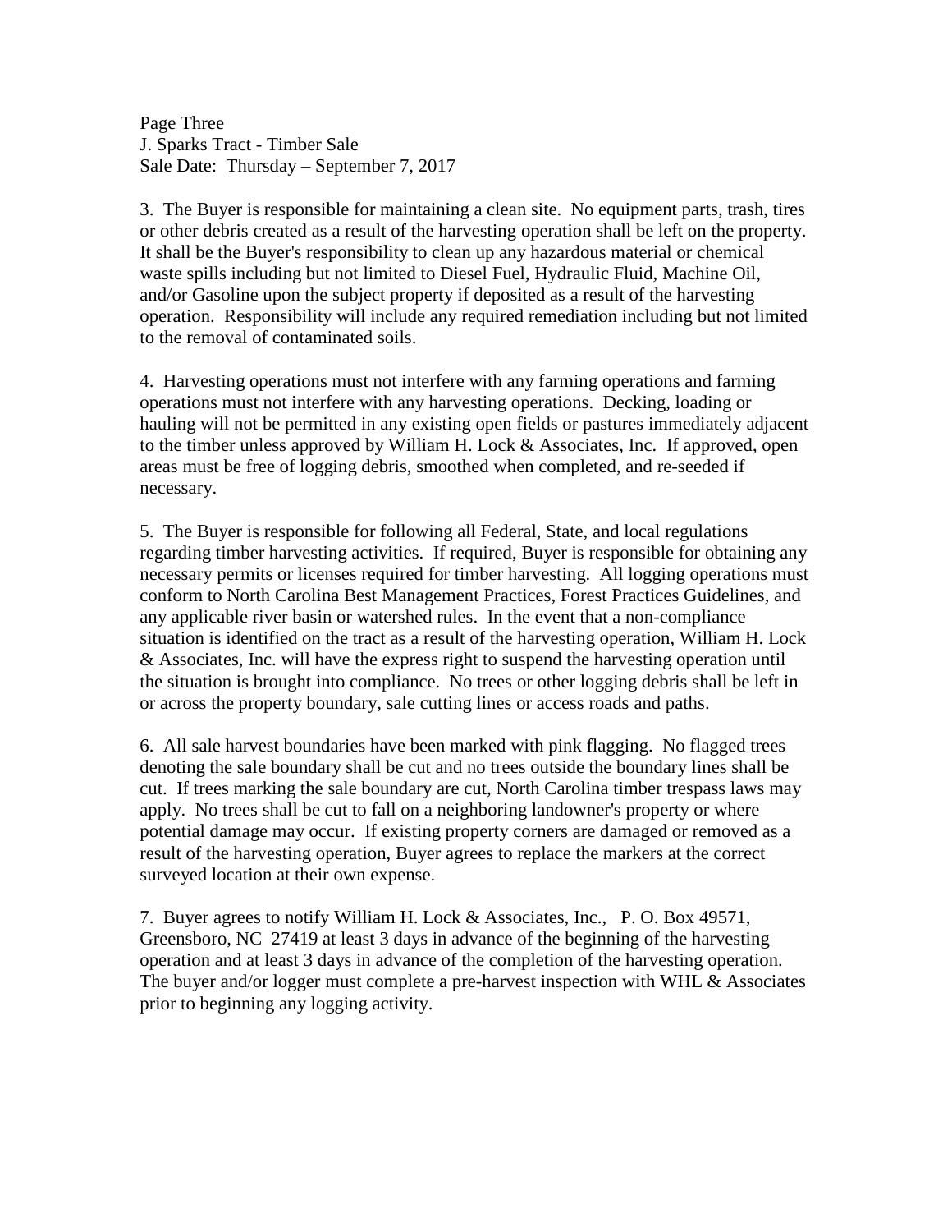3. The Buyer is responsible for maintaining a clean site. No equipment parts, trash, tires or other debris created as a result of the harvesting operation shall be left on the property. It shall be the Buyer's responsibility to clean up any hazardous material or chemical waste spills including but not limited to Diesel Fuel, Hydraulic Fluid, Machine Oil, and/or Gasoline upon the subject property if deposited as a result of the harvesting operation. Responsibility will include any required remediation including but not limited to the removal of contaminated soils.

4. Harvesting operations must not interfere with any farming operations and farming operations must not interfere with any harvesting operations. Decking, loading or hauling will not be permitted in any existing open fields or pastures immediately adjacent to the timber unless approved by William H. Lock & Associates, Inc. If approved, open areas must be free of logging debris, smoothed when completed, and re-seeded if necessary.

5. The Buyer is responsible for following all Federal, State, and local regulations regarding timber harvesting activities. If required, Buyer is responsible for obtaining any necessary permits or licenses required for timber harvesting. All logging operations must conform to North Carolina Best Management Practices, Forest Practices Guidelines, and any applicable river basin or watershed rules. In the event that a non-compliance situation is identified on the tract as a result of the harvesting operation, William H. Lock & Associates, Inc. will have the express right to suspend the harvesting operation until the situation is brought into compliance. No trees or other logging debris shall be left in or across the property boundary, sale cutting lines or access roads and paths.

6. All sale harvest boundaries have been marked with pink flagging. No flagged trees denoting the sale boundary shall be cut and no trees outside the boundary lines shall be cut. If trees marking the sale boundary are cut, North Carolina timber trespass laws may apply. No trees shall be cut to fall on a neighboring landowner's property or where potential damage may occur. If existing property corners are damaged or removed as a result of the harvesting operation, Buyer agrees to replace the markers at the correct surveyed location at their own expense.

7. Buyer agrees to notify William H. Lock & Associates, Inc., P. O. Box 49571, Greensboro, NC 27419 at least 3 days in advance of the beginning of the harvesting operation and at least 3 days in advance of the completion of the harvesting operation. The buyer and/or logger must complete a pre-harvest inspection with WHL & Associates prior to beginning any logging activity.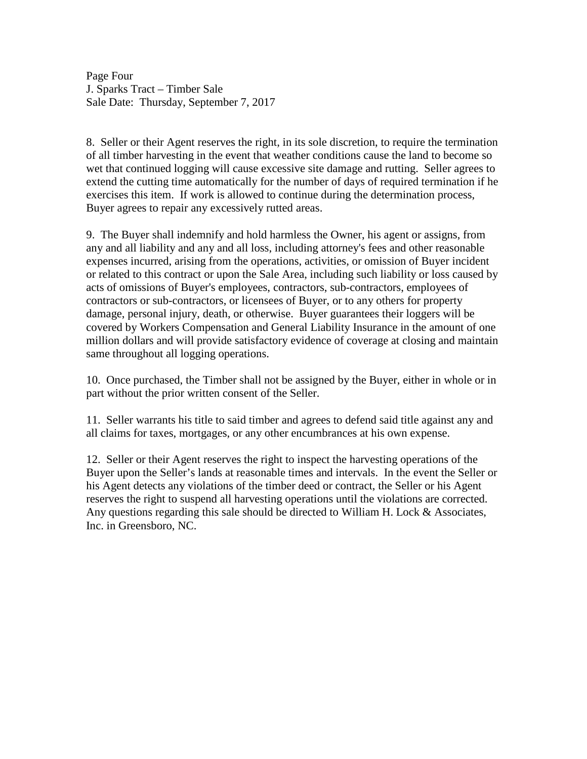8. Seller or their Agent reserves the right, in its sole discretion, to require the termination of all timber harvesting in the event that weather conditions cause the land to become so wet that continued logging will cause excessive site damage and rutting. Seller agrees to extend the cutting time automatically for the number of days of required termination if he exercises this item. If work is allowed to continue during the determination process, Buyer agrees to repair any excessively rutted areas.

9. The Buyer shall indemnify and hold harmless the Owner, his agent or assigns, from any and all liability and any and all loss, including attorney's fees and other reasonable expenses incurred, arising from the operations, activities, or omission of Buyer incident or related to this contract or upon the Sale Area, including such liability or loss caused by acts of omissions of Buyer's employees, contractors, sub-contractors, employees of contractors or sub-contractors, or licensees of Buyer, or to any others for property damage, personal injury, death, or otherwise. Buyer guarantees their loggers will be covered by Workers Compensation and General Liability Insurance in the amount of one million dollars and will provide satisfactory evidence of coverage at closing and maintain same throughout all logging operations.

10. Once purchased, the Timber shall not be assigned by the Buyer, either in whole or in part without the prior written consent of the Seller.

11. Seller warrants his title to said timber and agrees to defend said title against any and all claims for taxes, mortgages, or any other encumbrances at his own expense.

12. Seller or their Agent reserves the right to inspect the harvesting operations of the Buyer upon the Seller's lands at reasonable times and intervals. In the event the Seller or his Agent detects any violations of the timber deed or contract, the Seller or his Agent reserves the right to suspend all harvesting operations until the violations are corrected. Any questions regarding this sale should be directed to William H. Lock & Associates, Inc. in Greensboro, NC.